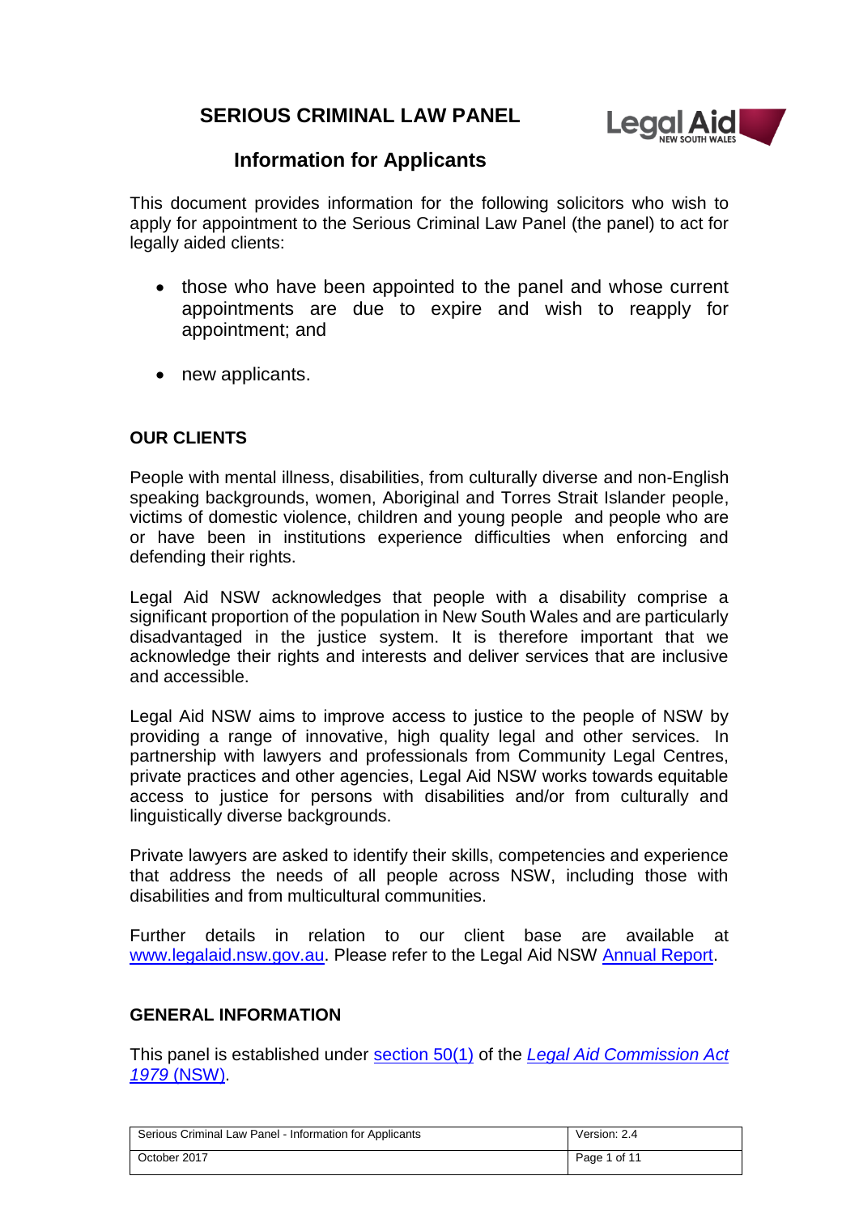# SERIOUS CRIMINAL LAW PANEL

## Information for Applicants

This document provides information for the following solicitors who wish to apply for appointment to the Serious Criminal Law Panel (the panel) to act for legally aided clients:

- those who have been appointed to the panel and whose current appointments are due to expire and wish to reapply for appointment; and
- new applicants.

### OUR CLIENTS

People with mental illness, disabilities, from culturally diverse and non-English speaking backgrounds, women, Aboriginal and Torres Strait Islander people, victims of domestic violence, children and young people and people who are or have been in institutions experience difficulties when enforcing and defending their rights.

Legal Aid NSW acknowledges that people with a disability comprise a significant proportion of the population in New South Wales and are particularly disadvantaged in the justice system. It is therefore important that we acknowledge their rights and interests and deliver services that are inclusive and accessible.

Legal Aid NSW aims to improve access to justice to the people of NSW by providing a range of innovative, high quality legal and other services. In partnership with lawyers and professionals from Community Legal Centres, private practices and other agencies, Legal Aid NSW works towards equitable access to justice for persons with disabilities and/or from culturally and linguistically diverse backgrounds.

Private lawyers are asked to identify their skills, competencies and experience that address the needs of all people across NSW, including those with disabilities and from multicultural communities.

Further details in relation to our client base are available at www.legalaid.nsw.gov.au. Please refer to the Legal Aid NSW Annual Report.

### GENERAL INFORMATION

This panel is established under section 50(1) of the *Legal Aid Commission Act 1979* (NSW).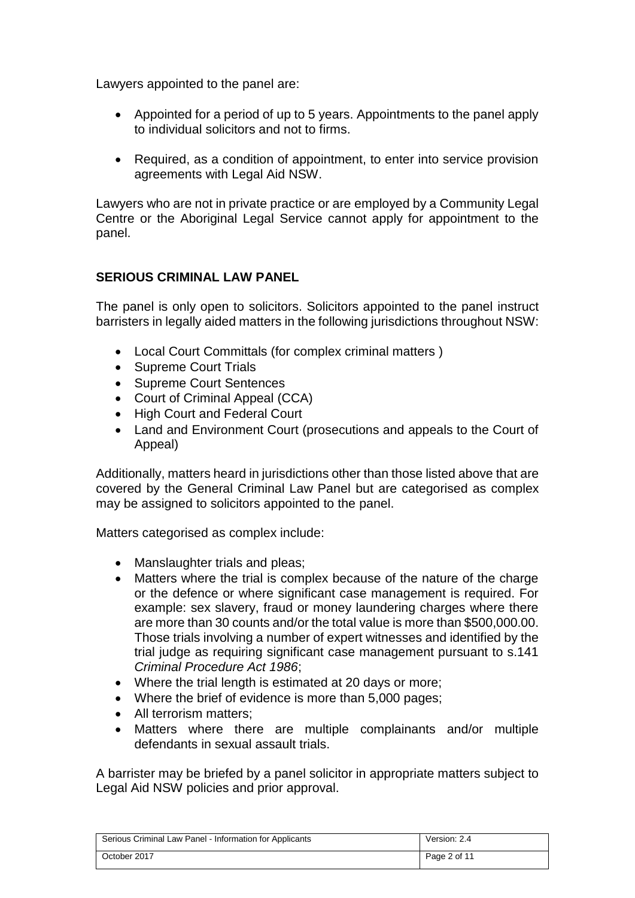Lawyers appointed to the panel are:

- Appointed for a period of up to 5 years. Appointments to the panel apply to individual solicitors and not to firms.
- Required, as a condition of appointment, to enter into service provision agreements with Legal Aid NSW.

Lawyers who are not in private practice or are employed by a Community Legal Centre or the Aboriginal Legal Service cannot apply for appointment to the panel.

## SERIOUS CRIMINAL LAW PANEL

The panel is only open to solicitors. Solicitors appointed to the panel instruct barristers in legally aided matters in the following jurisdictions throughout NSW:

- Local Court Committals (for complex criminal matters )
- Supreme Court Trials
- Supreme Court Sentences
- Court of Criminal Appeal (CCA)
- High Court and Federal Court
- Land and Environment Court (prosecutions and appeals to the Court of Appeal)

Additionally, matters heard in jurisdictions other than those listed above that are covered by the General Criminal Law Panel but are categorised as complex may be assigned to solicitors appointed to the panel.

Matters categorised as complex include:

- Manslaughter trials and pleas;
- Matters where the trial is complex because of the nature of the charge or the defence or where significant case management is required. For example: sex slavery, fraud or money laundering charges where there are more than 30 counts and/or the total value is more than $500,000.00. Those trials involving a number of expert witnesses and identified by the trial judge as requiring significant case management pursuant to s.141 *Criminal Procedure Act 1986*;
- Where the trial length is estimated at 20 days or more;
- Where the brief of evidence is more than 5,000 pages;
- All terrorism matters;
- Matters where there are multiple complainants and/or multiple defendants in sexual assault trials.

A barrister may be briefed by a panel solicitor in appropriate matters subject to Legal Aid NSW policies and prior approval.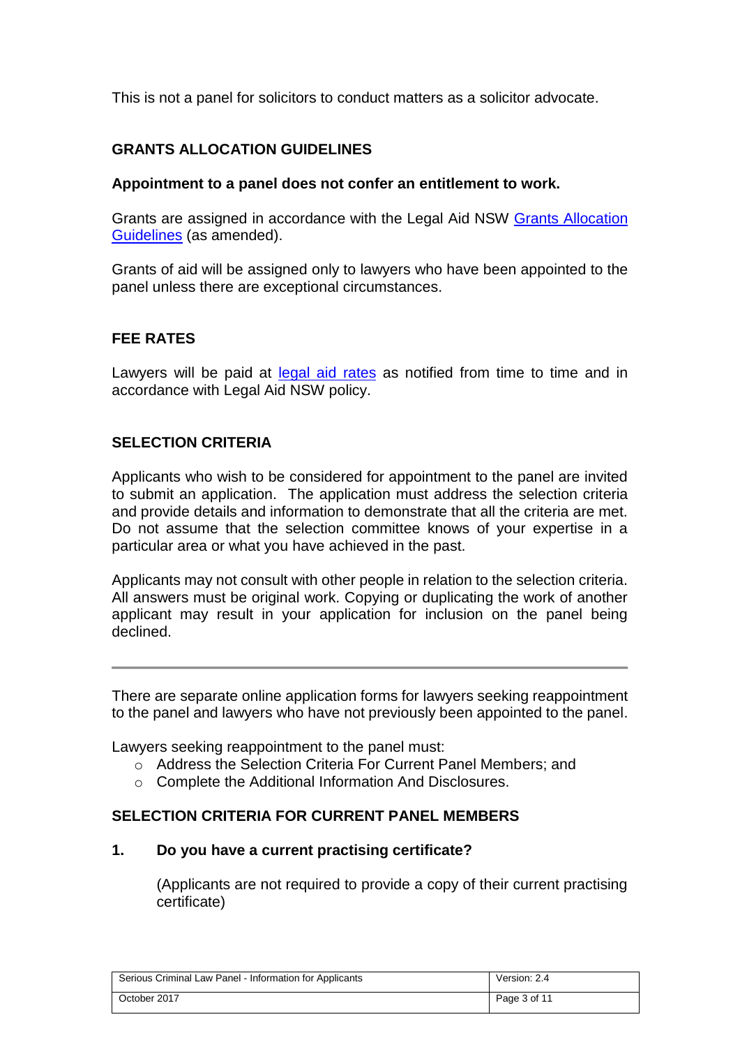This is not a panel for solicitors to conduct matters as a solicitor advocate.

## GRANTS ALLOCATION GUIDELINES

**Appointment to a panel does not confer an entitlement to work.**

Grants are assigned in accordance with the Legal Aid NSW Grants Allocation Guidelines (as amended).

Grants of aid will be assigned only to lawyers who have been appointed to the panel unless there are exceptional circumstances.

## FEE RATES

Lawyers will be paid at legal aid rates as notified from time to time and in accordance with Legal Aid NSW policy.

## SELECTION CRITERIA

Applicants who wish to be considered for appointment to the panel are invited to submit an application. The application must address the selection criteria and provide details and information to demonstrate that all the criteria are met. Do not assume that the selection committee knows of your expertise in a particular area or what you have achieved in the past.

Applicants may not consult with other people in relation to the selection criteria. All answers must be original work. Copying or duplicating the work of another applicant may result in your application for inclusion on the panel being declined.

---

There are separate online application forms for lawyers seeking reappointment to the panel and lawyers who have not previously been appointed to the panel.

Lawyers seeking reappointment to the panel must:

- Address the Selection Criteria For Current Panel Members; and
- Complete the Additional Information And Disclosures.

## SELECTION CRITERIA FOR CURRENT PANEL MEMBERS

**1. Do you have a current practising certificate?**

(Applicants are not required to provide a copy of their current practising certificate)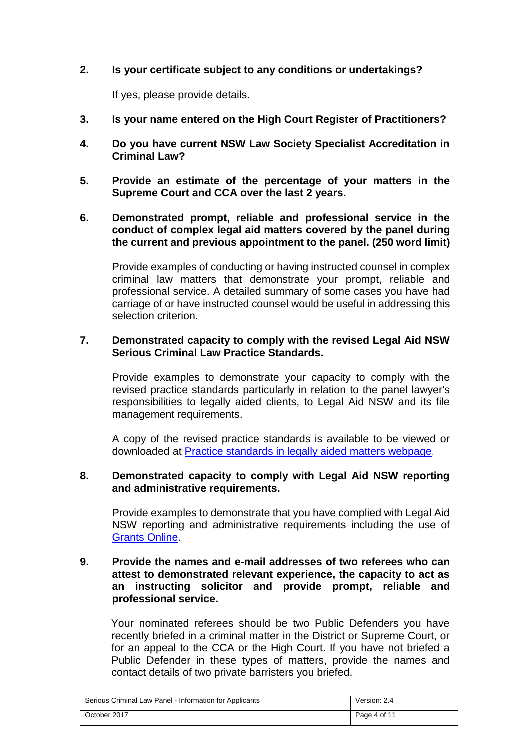**2. Is your certificate subject to any conditions or undertakings?**

If yes, please provide details.

**3. Is your name entered on the High Court Register of Practitioners?**

**4. Do you have current NSW Law Society Specialist Accreditation in Criminal Law?**

**5. Provide an estimate of the percentage of your matters in the Supreme Court and CCA over the last 2 years.**

**6. Demonstrated prompt, reliable and professional service in the conduct of complex legal aid matters covered by the panel during the current and previous appointment to the panel. (250 word limit)**

Provide examples of conducting or having instructed counsel in complex criminal law matters that demonstrate your prompt, reliable and professional service. A detailed summary of some cases you have had carriage of or have instructed counsel would be useful in addressing this selection criterion.

**7. Demonstrated capacity to comply with the revised Legal Aid NSW Serious Criminal Law Practice Standards.**

Provide examples to demonstrate your capacity to comply with the revised practice standards particularly in relation to the panel lawyer's responsibilities to legally aided clients, to Legal Aid NSW and its file management requirements.

A copy of the revised practice standards is available to be viewed or downloaded at Practice standards in legally aided matters webpage.

**8. Demonstrated capacity to comply with Legal Aid NSW reporting and administrative requirements.**

Provide examples to demonstrate that you have complied with Legal Aid NSW reporting and administrative requirements including the use of Grants Online.

**9. Provide the names and e-mail addresses of two referees who can attest to demonstrated relevant experience, the capacity to act as an instructing solicitor and provide prompt, reliable and professional service.**

Your nominated referees should be two Public Defenders you have recently briefed in a criminal matter in the District or Supreme Court, or for an appeal to the CCA or the High Court. If you have not briefed a Public Defender in these types of matters, provide the names and contact details of two private barristers you briefed.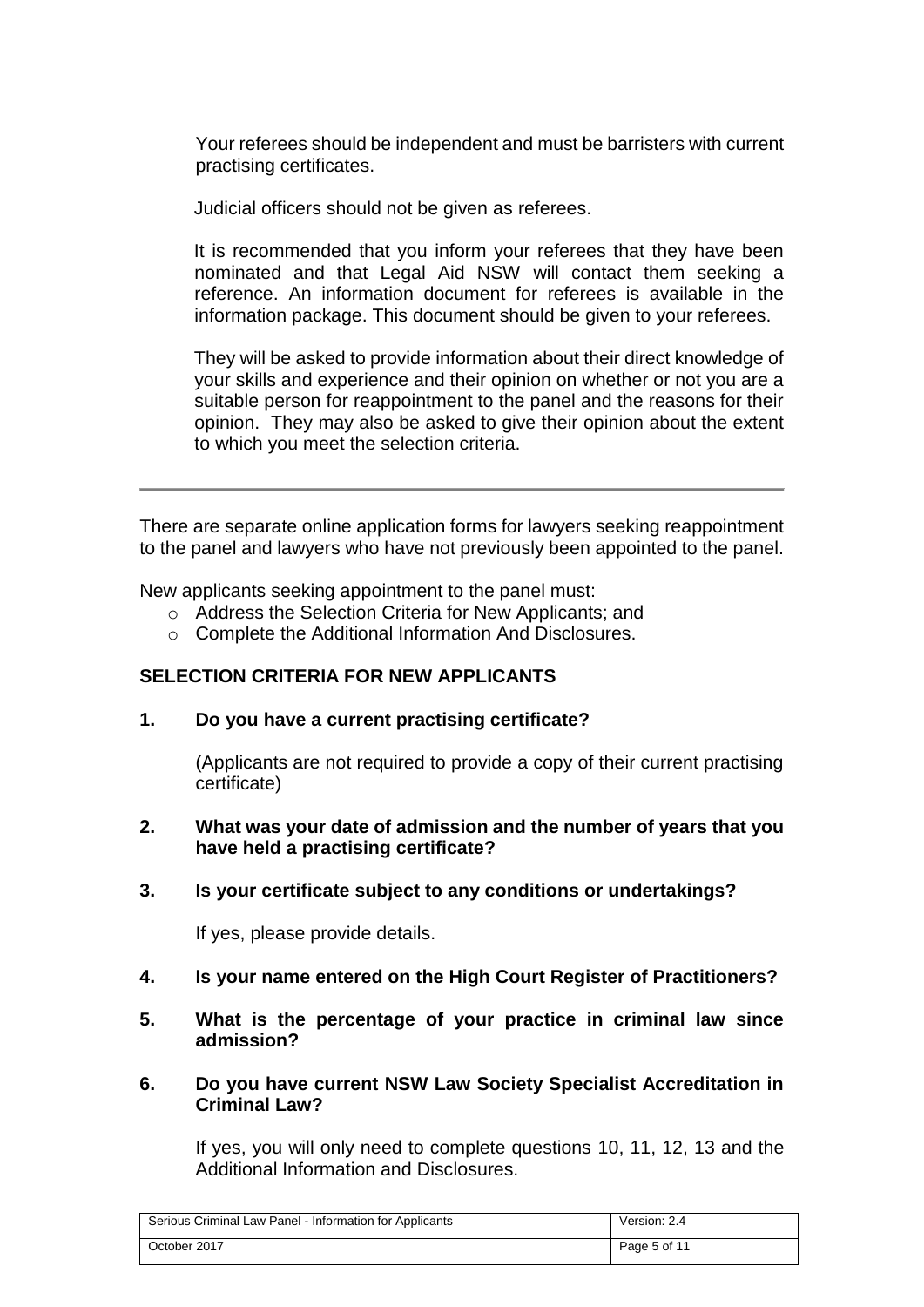Your referees should be independent and must be barristers with current practising certificates.

Judicial officers should not be given as referees.

It is recommended that you inform your referees that they have been nominated and that Legal Aid NSW will contact them seeking a reference. An information document for referees is available in the information package. This document should be given to your referees.

They will be asked to provide information about their direct knowledge of your skills and experience and their opinion on whether or not you are a suitable person for reappointment to the panel and the reasons for their opinion. They may also be asked to give their opinion about the extent to which you meet the selection criteria.

---

There are separate online application forms for lawyers seeking reappointment to the panel and lawyers who have not previously been appointed to the panel.

New applicants seeking appointment to the panel must:

- Address the Selection Criteria for New Applicants; and
- Complete the Additional Information And Disclosures.

## SELECTION CRITERIA FOR NEW APPLICANTS

**1. Do you have a current practising certificate?**

(Applicants are not required to provide a copy of their current practising certificate)

**2. What was your date of admission and the number of years that you have held a practising certificate?**

**3. Is your certificate subject to any conditions or undertakings?**

If yes, please provide details.

**4. Is your name entered on the High Court Register of Practitioners?**

**5. What is the percentage of your practice in criminal law since admission?**

**6. Do you have current NSW Law Society Specialist Accreditation in Criminal Law?**

If yes, you will only need to complete questions 10, 11, 12, 13 and the Additional Information and Disclosures.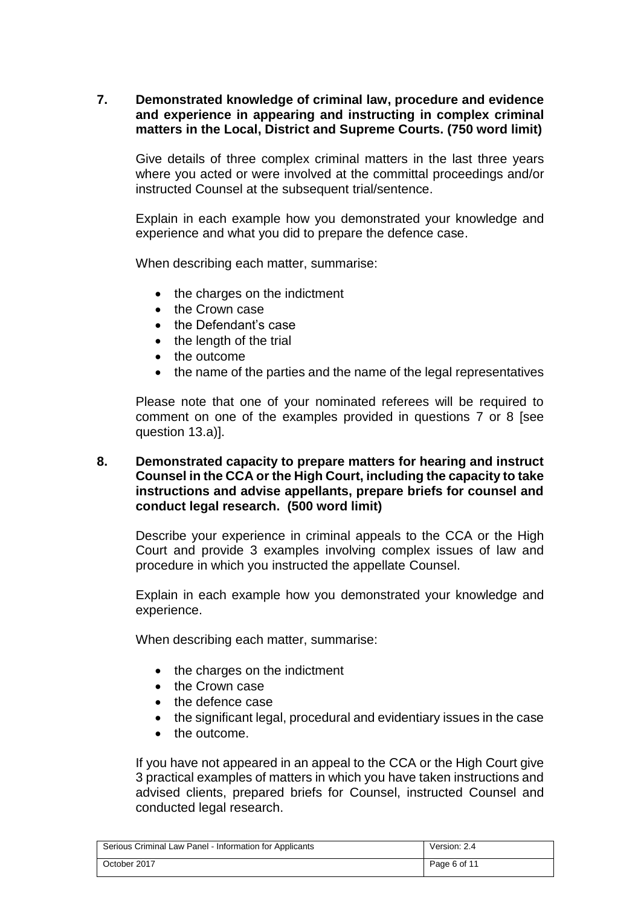**7. Demonstrated knowledge of criminal law, procedure and evidence and experience in appearing and instructing in complex criminal matters in the Local, District and Supreme Courts. (750 word limit)**

Give details of three complex criminal matters in the last three years where you acted or were involved at the committal proceedings and/or instructed Counsel at the subsequent trial/sentence.

Explain in each example how you demonstrated your knowledge and experience and what you did to prepare the defence case.

When describing each matter, summarise:

- the charges on the indictment
- the Crown case
- the Defendant's case
- the length of the trial
- the outcome
- the name of the parties and the name of the legal representatives

Please note that one of your nominated referees will be required to comment on one of the examples provided in questions 7 or 8 [see question 13.a)].

**8. Demonstrated capacity to prepare matters for hearing and instruct Counsel in the CCA or the High Court, including the capacity to take instructions and advise appellants, prepare briefs for counsel and conduct legal research. (500 word limit)**

Describe your experience in criminal appeals to the CCA or the High Court and provide 3 examples involving complex issues of law and procedure in which you instructed the appellate Counsel.

Explain in each example how you demonstrated your knowledge and experience.

When describing each matter, summarise:

- the charges on the indictment
- the Crown case
- the defence case
- the significant legal, procedural and evidentiary issues in the case
- the outcome.

If you have not appeared in an appeal to the CCA or the High Court give 3 practical examples of matters in which you have taken instructions and advised clients, prepared briefs for Counsel, instructed Counsel and conducted legal research.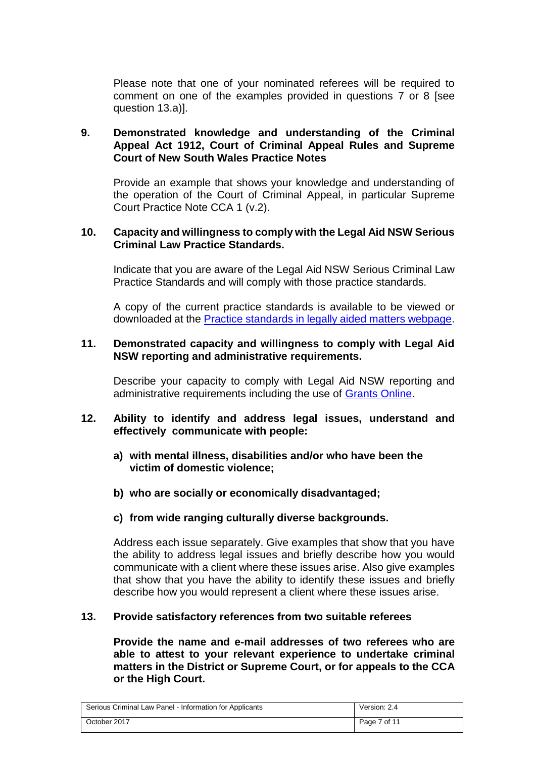Please note that one of your nominated referees will be required to comment on one of the examples provided in questions 7 or 8 [see question 13.a)].

**9. Demonstrated knowledge and understanding of the Criminal Appeal Act 1912, Court of Criminal Appeal Rules and Supreme Court of New South Wales Practice Notes**

Provide an example that shows your knowledge and understanding of the operation of the Court of Criminal Appeal, in particular Supreme Court Practice Note CCA 1 (v.2).

**10. Capacity and willingness to comply with the Legal Aid NSW Serious Criminal Law Practice Standards.**

Indicate that you are aware of the Legal Aid NSW Serious Criminal Law Practice Standards and will comply with those practice standards.

A copy of the current practice standards is available to be viewed or downloaded at the Practice standards in legally aided matters webpage.

**11. Demonstrated capacity and willingness to comply with Legal Aid NSW reporting and administrative requirements.**

Describe your capacity to comply with Legal Aid NSW reporting and administrative requirements including the use of Grants Online.

**12. Ability to identify and address legal issues, understand and effectively communicate with people:**

**a) with mental illness, disabilities and/or who have been the victim of domestic violence;**

**b) who are socially or economically disadvantaged;**

**c) from wide ranging culturally diverse backgrounds.**

Address each issue separately. Give examples that show that you have the ability to address legal issues and briefly describe how you would communicate with a client where these issues arise. Also give examples that show that you have the ability to identify these issues and briefly describe how you would represent a client where these issues arise.

**13. Provide satisfactory references from two suitable referees**

**Provide the name and e-mail addresses of two referees who are able to attest to your relevant experience to undertake criminal matters in the District or Supreme Court, or for appeals to the CCA or the High Court.**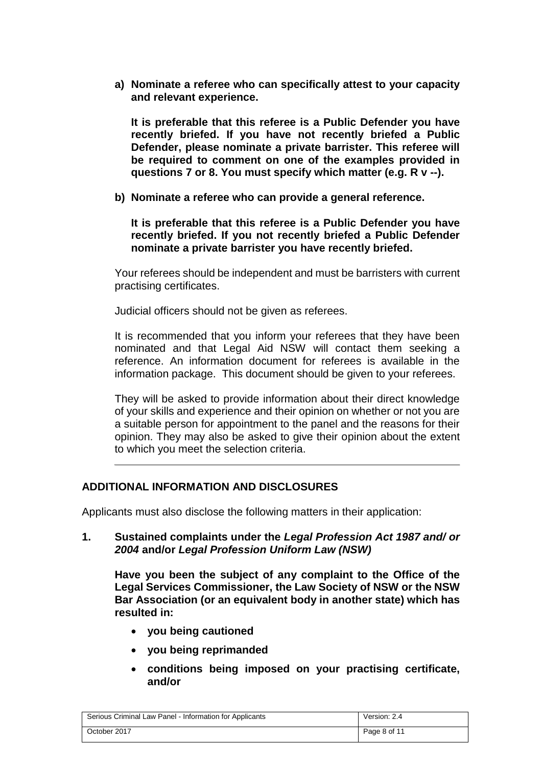a) **Nominate a referee who can specifically attest to your capacity and relevant experience.**

   **It is preferable that this referee is a Public Defender you have recently briefed. If you have not recently briefed a Public Defender, please nominate a private barrister. This referee will be required to comment on one of the examples provided in questions 7 or 8. You must specify which matter (e.g. R v --).**

b) **Nominate a referee who can provide a general reference.**

   **It is preferable that this referee is a Public Defender you have recently briefed. If you not recently briefed a Public Defender nominate a private barrister you have recently briefed.**

Your referees should be independent and must be barristers with current practising certificates.

Judicial officers should not be given as referees.

It is recommended that you inform your referees that they have been nominated and that Legal Aid NSW will contact them seeking a reference. An information document for referees is available in the information package. This document should be given to your referees.

They will be asked to provide information about their direct knowledge of your skills and experience and their opinion on whether or not you are a suitable person for appointment to the panel and the reasons for their opinion. They may also be asked to give their opinion about the extent to which you meet the selection criteria.

---

## ADDITIONAL INFORMATION AND DISCLOSURES

Applicants must also disclose the following matters in their application:

**1. Sustained complaints under the *Legal Profession Act 1987 and/ or 2004* and/or *Legal Profession Uniform Law (NSW)***

**Have you been the subject of any complaint to the Office of the Legal Services Commissioner, the Law Society of NSW or the NSW Bar Association (or an equivalent body in another state) which has resulted in:**

- **you being cautioned**
- **you being reprimanded**
- **conditions being imposed on your practising certificate, and/or**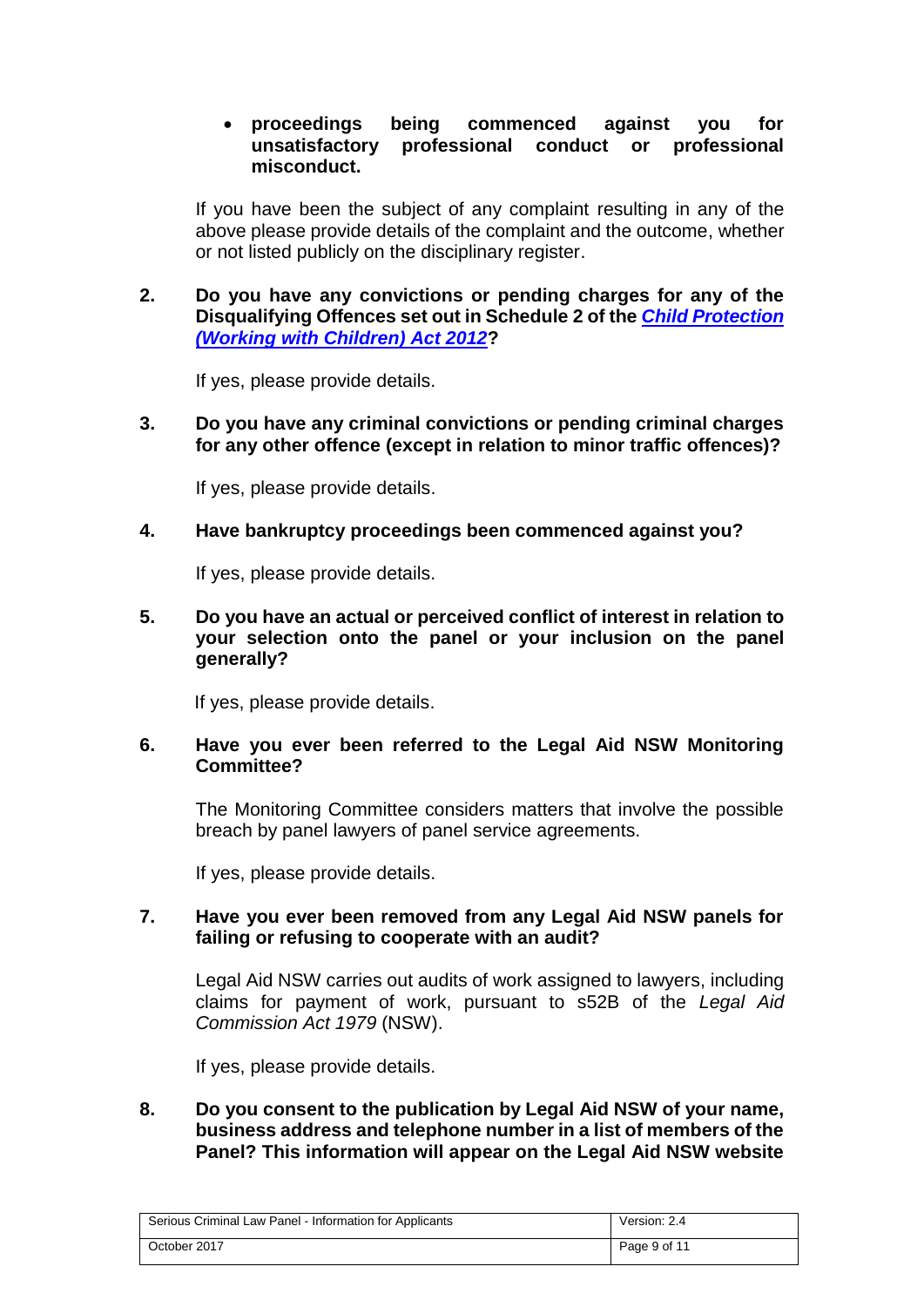- **proceedings being commenced against you for unsatisfactory professional conduct or professional misconduct.**

If you have been the subject of any complaint resulting in any of the above please provide details of the complaint and the outcome, whether or not listed publicly on the disciplinary register.

**2. Do you have any convictions or pending charges for any of the Disqualifying Offences set out in Schedule 2 of the *Child Protection (Working with Children) Act 2012*?**

If yes, please provide details.

**3. Do you have any criminal convictions or pending criminal charges for any other offence (except in relation to minor traffic offences)?**

If yes, please provide details.

**4. Have bankruptcy proceedings been commenced against you?**

If yes, please provide details.

**5. Do you have an actual or perceived conflict of interest in relation to your selection onto the panel or your inclusion on the panel generally?**

If yes, please provide details.

**6. Have you ever been referred to the Legal Aid NSW Monitoring Committee?**

The Monitoring Committee considers matters that involve the possible breach by panel lawyers of panel service agreements.

If yes, please provide details.

**7. Have you ever been removed from any Legal Aid NSW panels for failing or refusing to cooperate with an audit?**

Legal Aid NSW carries out audits of work assigned to lawyers, including claims for payment of work, pursuant to s52B of the *Legal Aid Commission Act 1979* (NSW).

If yes, please provide details.

**8. Do you consent to the publication by Legal Aid NSW of your name, business address and telephone number in a list of members of the Panel? This information will appear on the Legal Aid NSW website**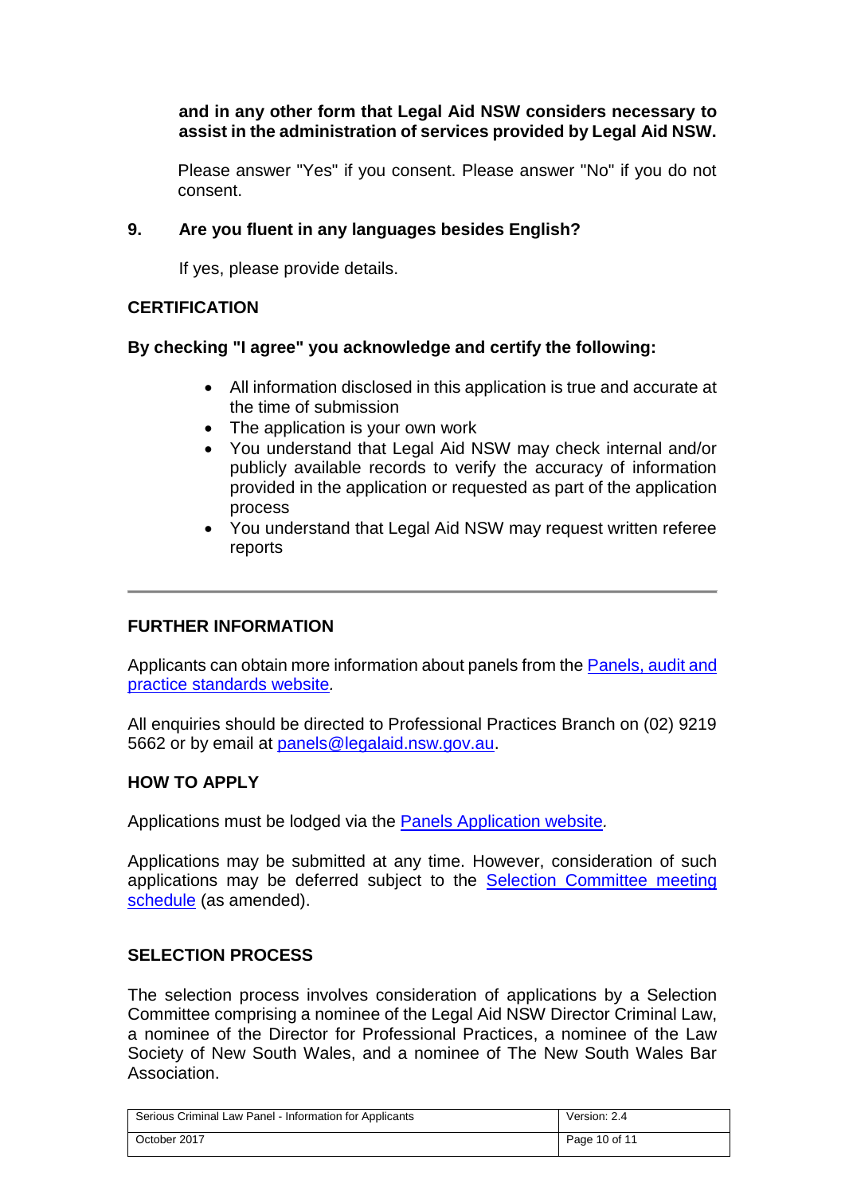**and in any other form that Legal Aid NSW considers necessary to assist in the administration of services provided by Legal Aid NSW.**

Please answer "Yes" if you consent. Please answer "No" if you do not consent.

**9. Are you fluent in any languages besides English?**

If yes, please provide details.

## CERTIFICATION

**By checking "I agree" you acknowledge and certify the following:**

- All information disclosed in this application is true and accurate at the time of submission
- The application is your own work
- You understand that Legal Aid NSW may check internal and/or publicly available records to verify the accuracy of information provided in the application or requested as part of the application process
- You understand that Legal Aid NSW may request written referee reports

---

## FURTHER INFORMATION

Applicants can obtain more information about panels from the Panels, audit and practice standards website.

All enquiries should be directed to Professional Practices Branch on (02) 9219 5662 or by email at panels@legalaid.nsw.gov.au.

## HOW TO APPLY

Applications must be lodged via the Panels Application website.

Applications may be submitted at any time. However, consideration of such applications may be deferred subject to the Selection Committee meeting schedule (as amended).

## SELECTION PROCESS

The selection process involves consideration of applications by a Selection Committee comprising a nominee of the Legal Aid NSW Director Criminal Law, a nominee of the Director for Professional Practices, a nominee of the Law Society of New South Wales, and a nominee of The New South Wales Bar Association.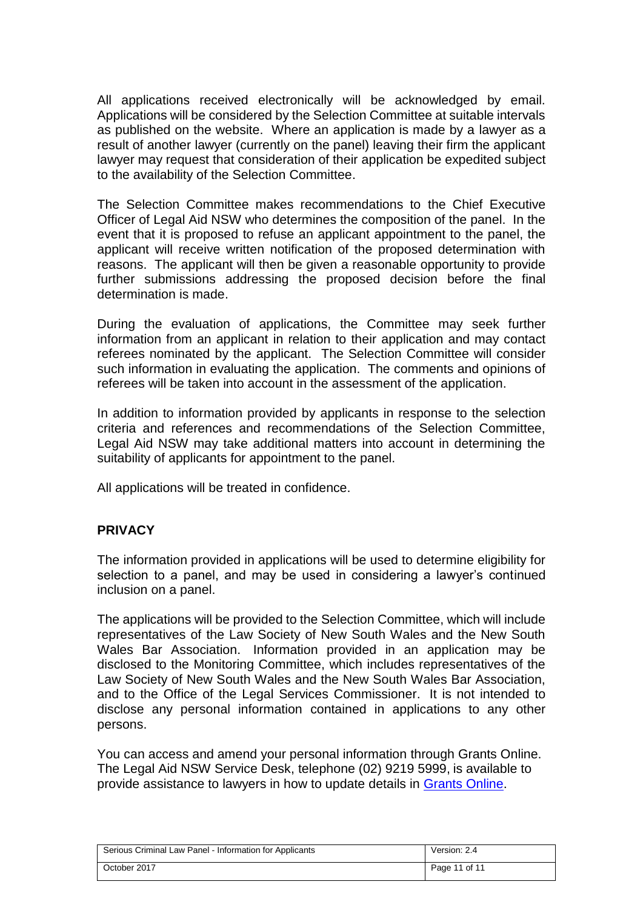All applications received electronically will be acknowledged by email. Applications will be considered by the Selection Committee at suitable intervals as published on the website. Where an application is made by a lawyer as a result of another lawyer (currently on the panel) leaving their firm the applicant lawyer may request that consideration of their application be expedited subject to the availability of the Selection Committee.

The Selection Committee makes recommendations to the Chief Executive Officer of Legal Aid NSW who determines the composition of the panel. In the event that it is proposed to refuse an applicant appointment to the panel, the applicant will receive written notification of the proposed determination with reasons. The applicant will then be given a reasonable opportunity to provide further submissions addressing the proposed decision before the final determination is made.

During the evaluation of applications, the Committee may seek further information from an applicant in relation to their application and may contact referees nominated by the applicant. The Selection Committee will consider such information in evaluating the application. The comments and opinions of referees will be taken into account in the assessment of the application.

In addition to information provided by applicants in response to the selection criteria and references and recommendations of the Selection Committee, Legal Aid NSW may take additional matters into account in determining the suitability of applicants for appointment to the panel.

All applications will be treated in confidence.

## PRIVACY

The information provided in applications will be used to determine eligibility for selection to a panel, and may be used in considering a lawyer's continued inclusion on a panel.

The applications will be provided to the Selection Committee, which will include representatives of the Law Society of New South Wales and the New South Wales Bar Association. Information provided in an application may be disclosed to the Monitoring Committee, which includes representatives of the Law Society of New South Wales and the New South Wales Bar Association, and to the Office of the Legal Services Commissioner. It is not intended to disclose any personal information contained in applications to any other persons.

You can access and amend your personal information through Grants Online. The Legal Aid NSW Service Desk, telephone (02) 9219 5999, is available to provide assistance to lawyers in how to update details in Grants Online.